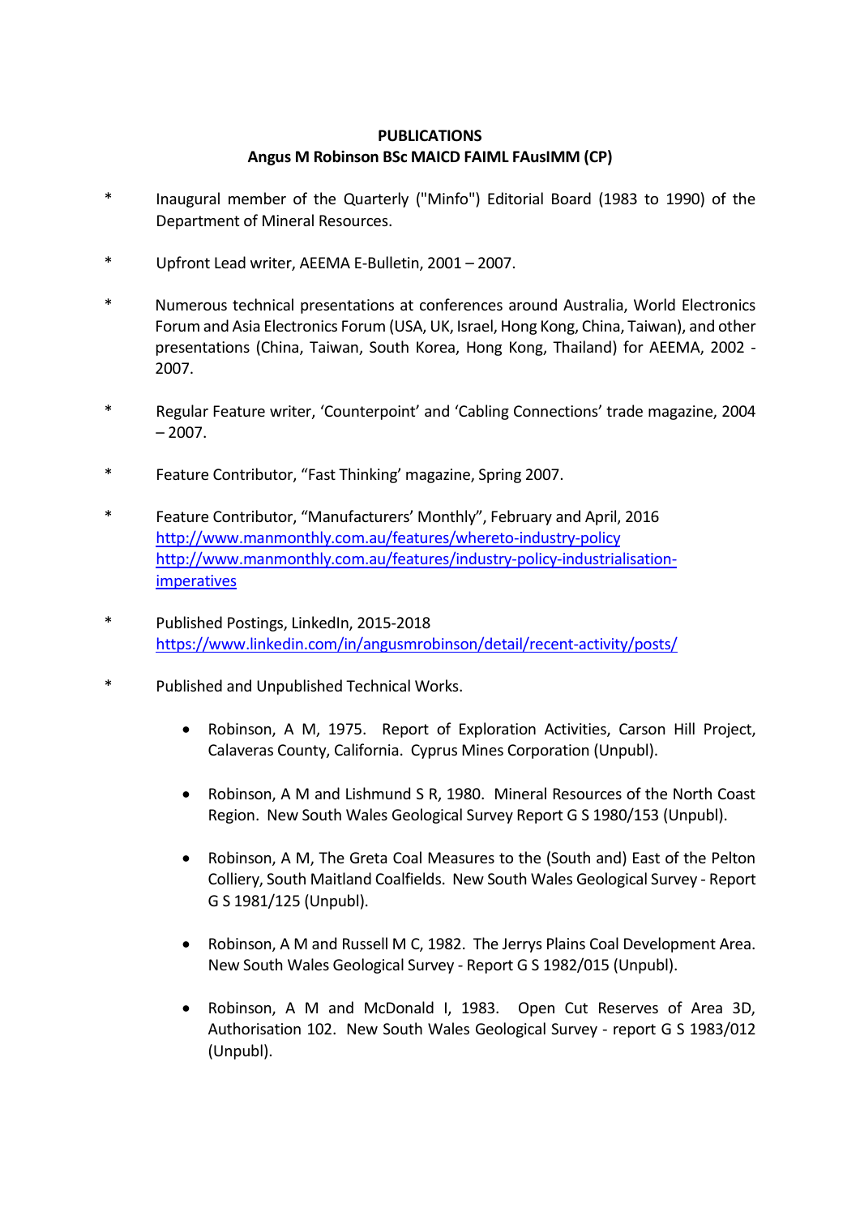# PUBLICATIONS
## Angus M Robinson BSc MAICD FAIML FAusIMM (CP)

* Inaugural member of the Quarterly ("Minfo") Editorial Board (1983 to 1990) of the Department of Mineral Resources.

* Upfront Lead writer, AEEMA E-Bulletin, 2001 – 2007.

* Numerous technical presentations at conferences around Australia, World Electronics Forum and Asia Electronics Forum (USA, UK, Israel, Hong Kong, China, Taiwan), and other presentations (China, Taiwan, South Korea, Hong Kong, Thailand) for AEEMA, 2002 - 2007.

* Regular Feature writer, 'Counterpoint' and 'Cabling Connections' trade magazine, 2004 – 2007.

* Feature Contributor, "Fast Thinking' magazine, Spring 2007.

* Feature Contributor, "Manufacturers' Monthly", February and April, 2016
  [http://www.manmonthly.com.au/features/whereto-industry-policy](http://www.manmonthly.com.au/features/whereto-industry-policy)
  [http://www.manmonthly.com.au/features/industry-policy-industrialisation-imperatives](http://www.manmonthly.com.au/features/industry-policy-industrialisation-imperatives)

* Published Postings, LinkedIn, 2015-2018
  [https://www.linkedin.com/in/angusmrobinson/detail/recent-activity/posts/](https://www.linkedin.com/in/angusmrobinson/detail/recent-activity/posts/)

* Published and Unpublished Technical Works.

  - Robinson, A M, 1975. Report of Exploration Activities, Carson Hill Project, Calaveras County, California. Cyprus Mines Corporation (Unpubl).

  - Robinson, A M and Lishmund S R, 1980. Mineral Resources of the North Coast Region. New South Wales Geological Survey Report G S 1980/153 (Unpubl).

  - Robinson, A M, The Greta Coal Measures to the (South and) East of the Pelton Colliery, South Maitland Coalfields. New South Wales Geological Survey - Report G S 1981/125 (Unpubl).

  - Robinson, A M and Russell M C, 1982. The Jerrys Plains Coal Development Area. New South Wales Geological Survey - Report G S 1982/015 (Unpubl).

  - Robinson, A M and McDonald I, 1983. Open Cut Reserves of Area 3D, Authorisation 102. New South Wales Geological Survey - report G S 1983/012 (Unpubl).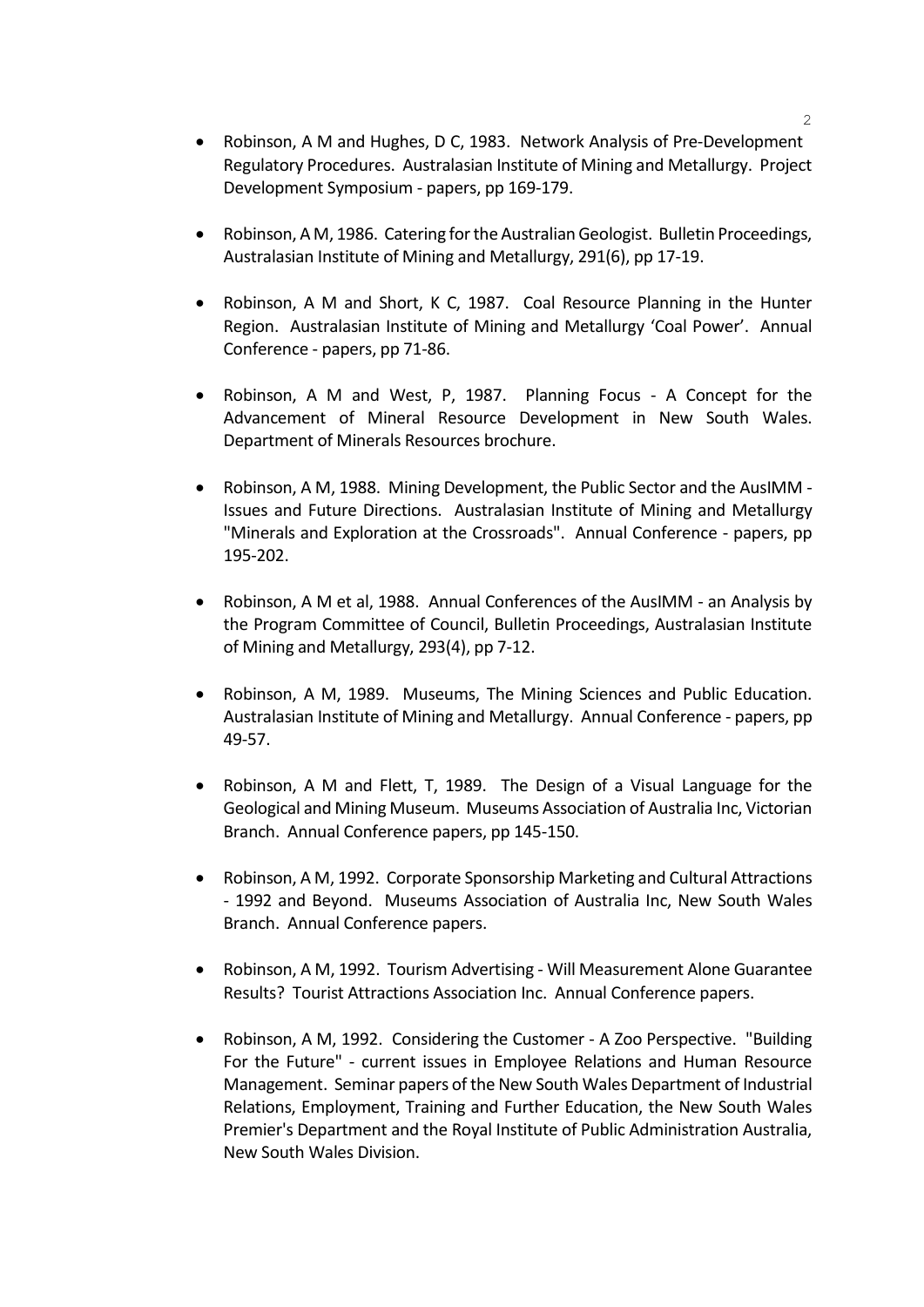- Robinson, A M and Hughes, D C, 1983. Network Analysis of Pre-Development Regulatory Procedures. Australasian Institute of Mining and Metallurgy. Project Development Symposium - papers, pp 169-179.

- Robinson, A M, 1986. Catering for the Australian Geologist. Bulletin Proceedings, Australasian Institute of Mining and Metallurgy, 291(6), pp 17-19.

- Robinson, A M and Short, K C, 1987. Coal Resource Planning in the Hunter Region. Australasian Institute of Mining and Metallurgy 'Coal Power'. Annual Conference - papers, pp 71-86.

- Robinson, A M and West, P, 1987. Planning Focus - A Concept for the Advancement of Mineral Resource Development in New South Wales. Department of Minerals Resources brochure.

- Robinson, A M, 1988. Mining Development, the Public Sector and the AusIMM - Issues and Future Directions. Australasian Institute of Mining and Metallurgy "Minerals and Exploration at the Crossroads". Annual Conference - papers, pp 195-202.

- Robinson, A M et al, 1988. Annual Conferences of the AusIMM - an Analysis by the Program Committee of Council, Bulletin Proceedings, Australasian Institute of Mining and Metallurgy, 293(4), pp 7-12.

- Robinson, A M, 1989. Museums, The Mining Sciences and Public Education. Australasian Institute of Mining and Metallurgy. Annual Conference - papers, pp 49-57.

- Robinson, A M and Flett, T, 1989. The Design of a Visual Language for the Geological and Mining Museum. Museums Association of Australia Inc, Victorian Branch. Annual Conference papers, pp 145-150.

- Robinson, A M, 1992. Corporate Sponsorship Marketing and Cultural Attractions - 1992 and Beyond. Museums Association of Australia Inc, New South Wales Branch. Annual Conference papers.

- Robinson, A M, 1992. Tourism Advertising - Will Measurement Alone Guarantee Results? Tourist Attractions Association Inc. Annual Conference papers.

- Robinson, A M, 1992. Considering the Customer - A Zoo Perspective. "Building For the Future" - current issues in Employee Relations and Human Resource Management. Seminar papers of the New South Wales Department of Industrial Relations, Employment, Training and Further Education, the New South Wales Premier's Department and the Royal Institute of Public Administration Australia, New South Wales Division.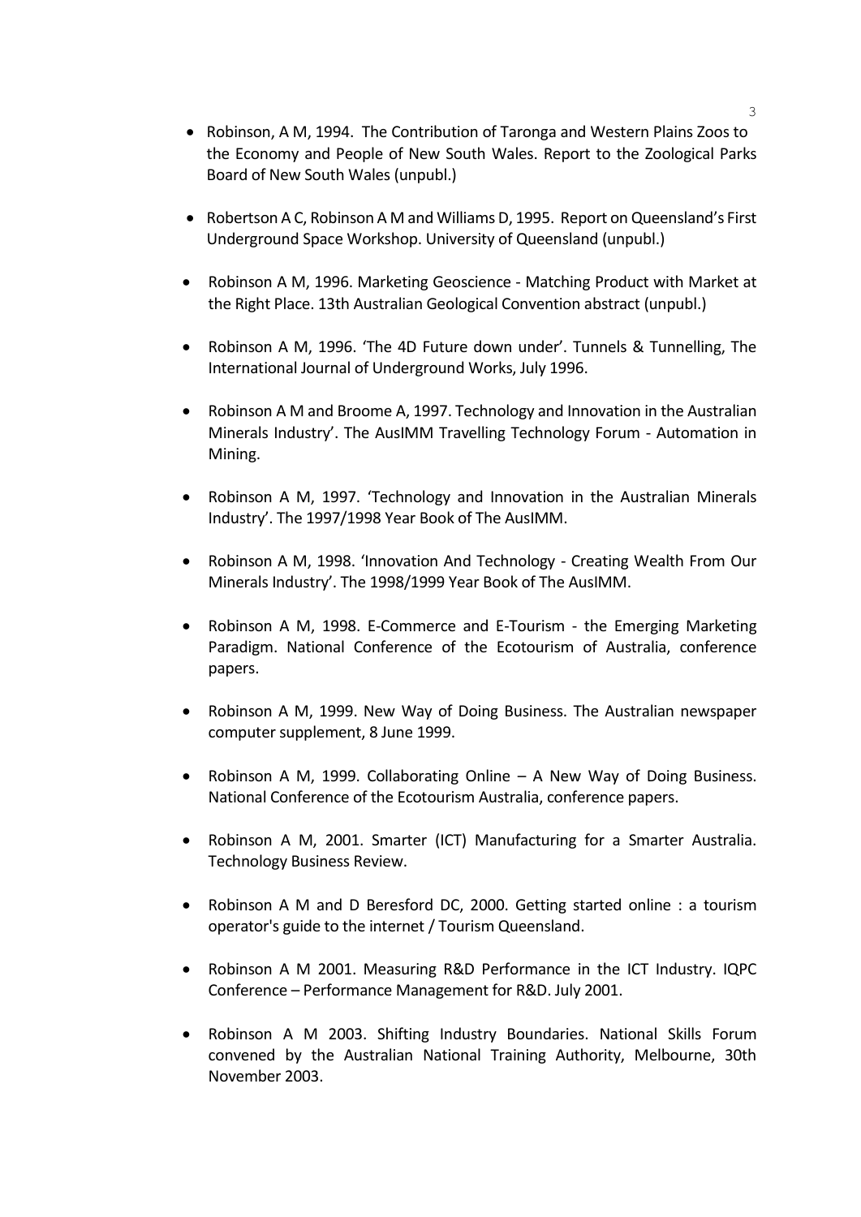- Robinson, A M, 1994. The Contribution of Taronga and Western Plains Zoos to the Economy and People of New South Wales. Report to the Zoological Parks Board of New South Wales (unpubl.)

- Robertson A C, Robinson A M and Williams D, 1995. Report on Queensland's First Underground Space Workshop. University of Queensland (unpubl.)

- Robinson A M, 1996. Marketing Geoscience - Matching Product with Market at the Right Place. 13th Australian Geological Convention abstract (unpubl.)

- Robinson A M, 1996. 'The 4D Future down under'. Tunnels & Tunnelling, The International Journal of Underground Works, July 1996.

- Robinson A M and Broome A, 1997. Technology and Innovation in the Australian Minerals Industry'. The AusIMM Travelling Technology Forum - Automation in Mining.

- Robinson A M, 1997. 'Technology and Innovation in the Australian Minerals Industry'. The 1997/1998 Year Book of The AusIMM.

- Robinson A M, 1998. 'Innovation And Technology - Creating Wealth From Our Minerals Industry'. The 1998/1999 Year Book of The AusIMM.

- Robinson A M, 1998. E-Commerce and E-Tourism - the Emerging Marketing Paradigm. National Conference of the Ecotourism of Australia, conference papers.

- Robinson A M, 1999. New Way of Doing Business. The Australian newspaper computer supplement, 8 June 1999.

- Robinson A M, 1999. Collaborating Online – A New Way of Doing Business. National Conference of the Ecotourism Australia, conference papers.

- Robinson A M, 2001. Smarter (ICT) Manufacturing for a Smarter Australia. Technology Business Review.

- Robinson A M and D Beresford DC, 2000. Getting started online : a tourism operator's guide to the internet / Tourism Queensland.

- Robinson A M 2001. Measuring R&D Performance in the ICT Industry. IQPC Conference – Performance Management for R&D. July 2001.

- Robinson A M 2003. Shifting Industry Boundaries. National Skills Forum convened by the Australian National Training Authority, Melbourne, 30th November 2003.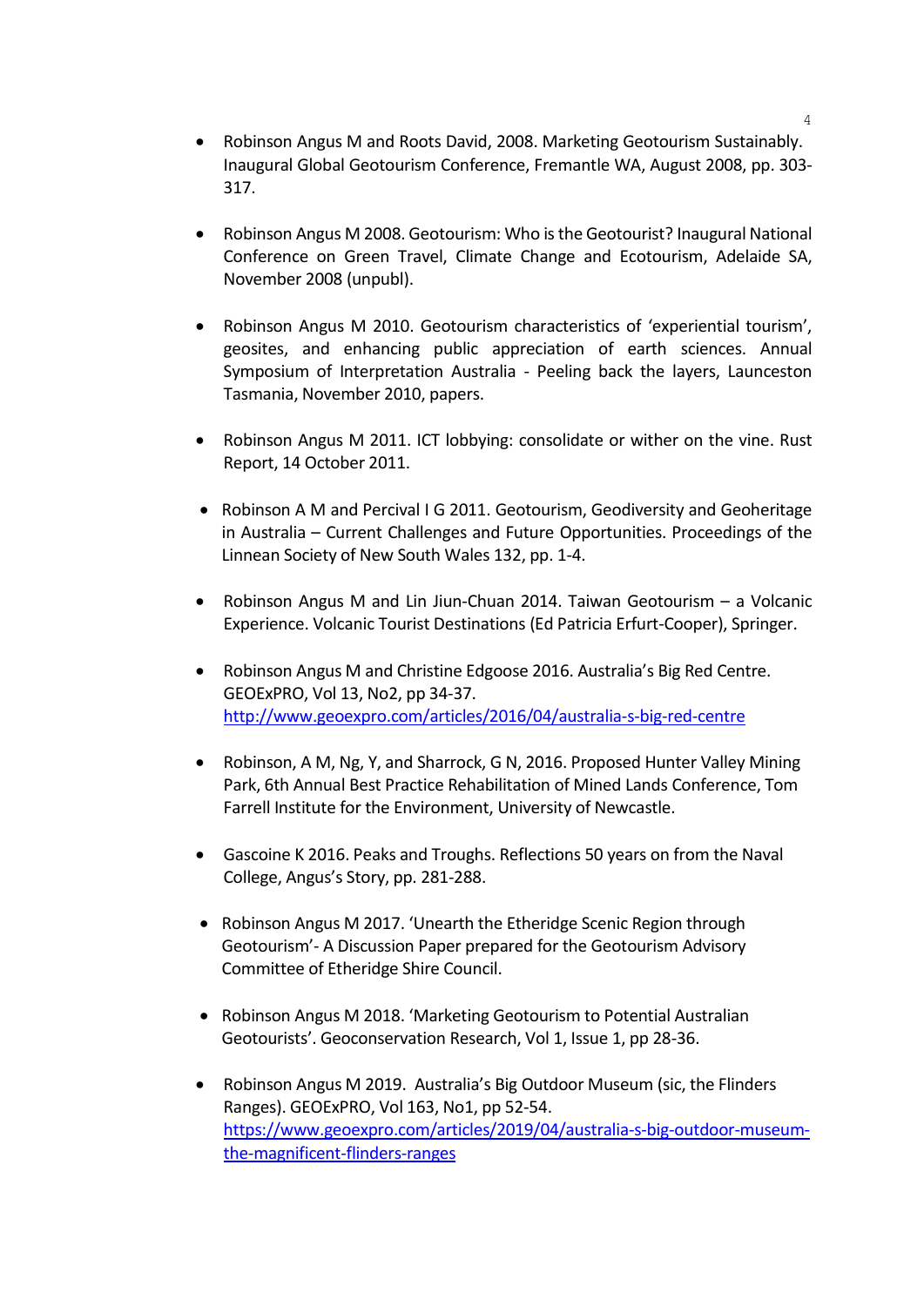- Robinson Angus M and Roots David, 2008. Marketing Geotourism Sustainably. Inaugural Global Geotourism Conference, Fremantle WA, August 2008, pp. 303-317.

- Robinson Angus M 2008. Geotourism: Who is the Geotourist? Inaugural National Conference on Green Travel, Climate Change and Ecotourism, Adelaide SA, November 2008 (unpubl).

- Robinson Angus M 2010. Geotourism characteristics of 'experiential tourism', geosites, and enhancing public appreciation of earth sciences. Annual Symposium of Interpretation Australia - Peeling back the layers, Launceston Tasmania, November 2010, papers.

- Robinson Angus M 2011. ICT lobbying: consolidate or wither on the vine. Rust Report, 14 October 2011.

- Robinson A M and Percival I G 2011. Geotourism, Geodiversity and Geoheritage in Australia – Current Challenges and Future Opportunities. Proceedings of the Linnean Society of New South Wales 132, pp. 1-4.

- Robinson Angus M and Lin Jiun-Chuan 2014. Taiwan Geotourism – a Volcanic Experience. Volcanic Tourist Destinations (Ed Patricia Erfurt-Cooper), Springer.

- Robinson Angus M and Christine Edgoose 2016. Australia's Big Red Centre. GEOExPRO, Vol 13, No2, pp 34-37. http://www.geoexpro.com/articles/2016/04/australia-s-big-red-centre

- Robinson, A M, Ng, Y, and Sharrock, G N, 2016. Proposed Hunter Valley Mining Park, 6th Annual Best Practice Rehabilitation of Mined Lands Conference, Tom Farrell Institute for the Environment, University of Newcastle.

- Gascoine K 2016. Peaks and Troughs. Reflections 50 years on from the Naval College, Angus's Story, pp. 281-288.

- Robinson Angus M 2017. 'Unearth the Etheridge Scenic Region through Geotourism'- A Discussion Paper prepared for the Geotourism Advisory Committee of Etheridge Shire Council.

- Robinson Angus M 2018. 'Marketing Geotourism to Potential Australian Geotourists'. Geoconservation Research, Vol 1, Issue 1, pp 28-36.

- Robinson Angus M 2019. Australia's Big Outdoor Museum (sic, the Flinders Ranges). GEOExPRO, Vol 163, No1, pp 52-54. https://www.geoexpro.com/articles/2019/04/australia-s-big-outdoor-museum-the-magnificent-flinders-ranges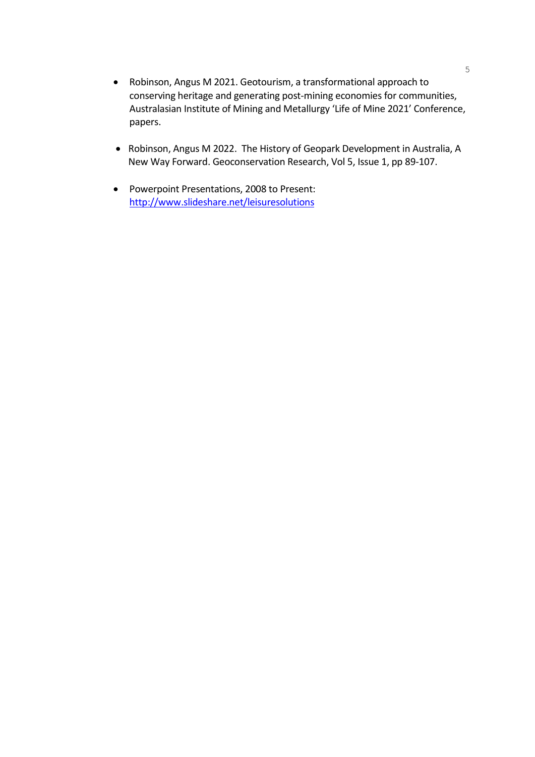- Robinson, Angus M 2021. Geotourism, a transformational approach to conserving heritage and generating post-mining economies for communities, Australasian Institute of Mining and Metallurgy 'Life of Mine 2021' Conference, papers.

- Robinson, Angus M 2022. The History of Geopark Development in Australia, A New Way Forward. Geoconservation Research, Vol 5, Issue 1, pp 89-107.

- Powerpoint Presentations, 2008 to Present: [http://www.slideshare.net/leisuresolutions](http://www.slideshare.net/leisuresolutions)